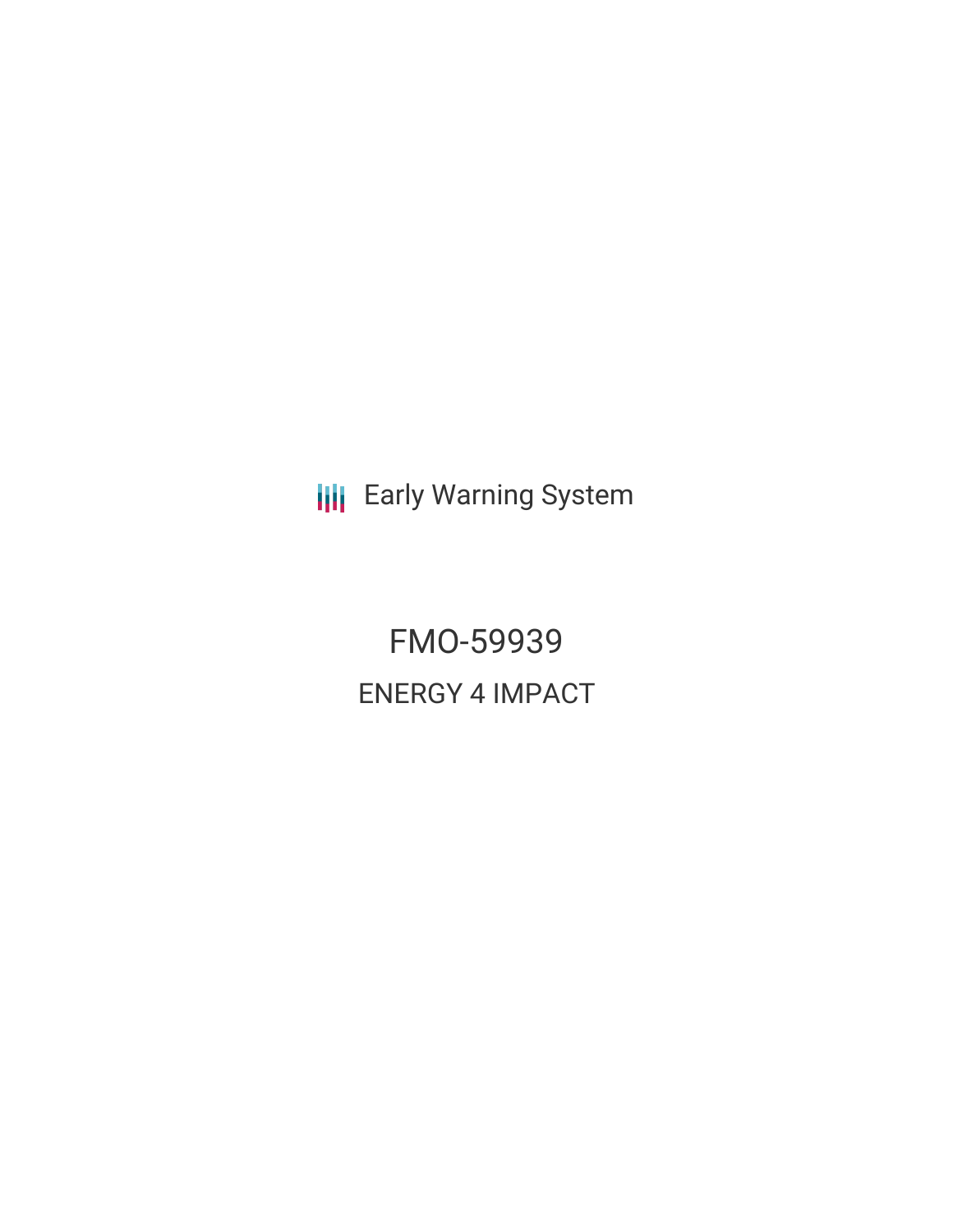Early Warning System

# FMO-59939

## ENERGY 4 IMPACT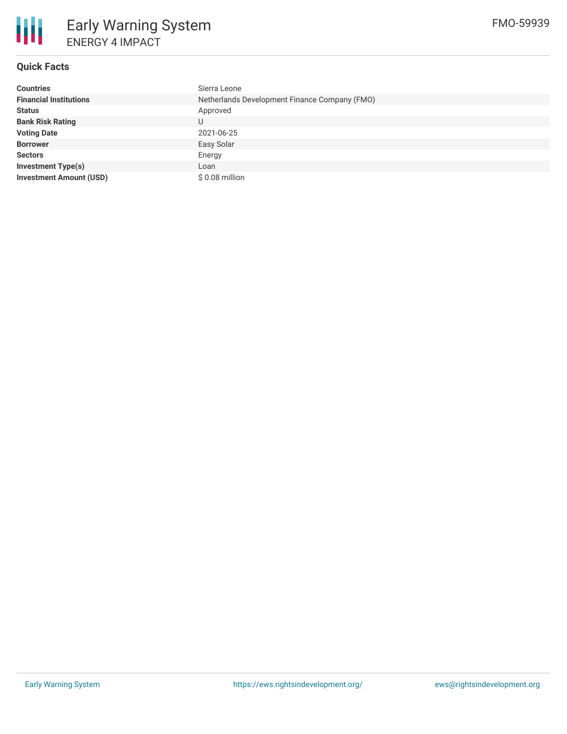# Early Warning System

## ENERGY 4 IMPACT

FMO-59939

### Quick Facts

| | |
|---|---|
| **Countries** | Sierra Leone |
| **Financial Institutions** | Netherlands Development Finance Company (FMO) |
| **Status** | Approved |
| **Bank Risk Rating** | U |
| **Voting Date** | 2021-06-25 |
| **Borrower** | Easy Solar |
| **Sectors** | Energy |
| **Investment Type(s)** | Loan |
| **Investment Amount (USD)** | $ 0.08 million |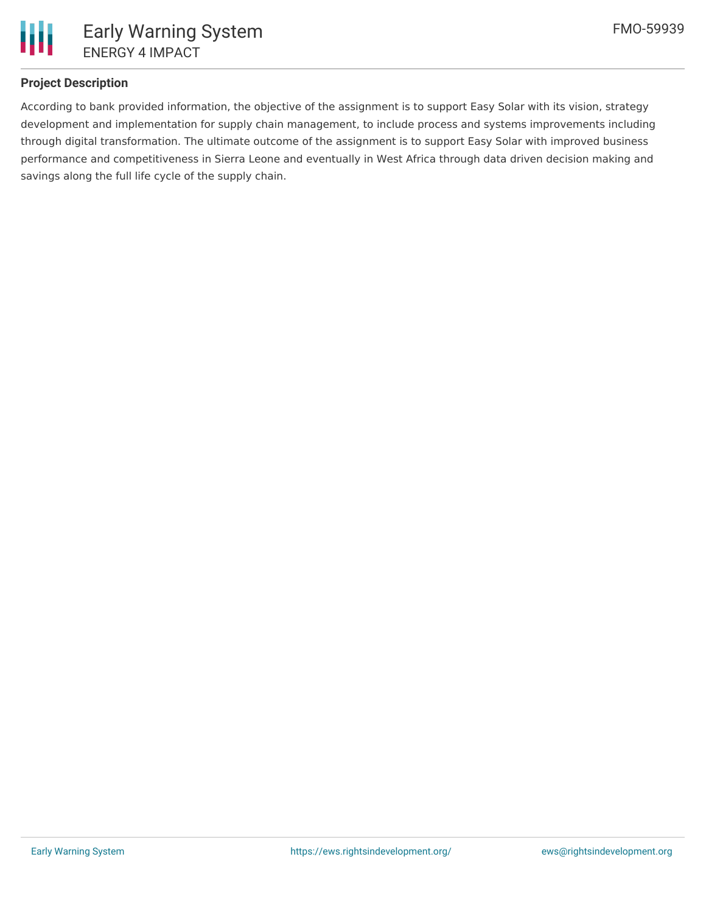## Project Description

According to bank provided information, the objective of the assignment is to support Easy Solar with its vision, strategy development and implementation for supply chain management, to include process and systems improvements including through digital transformation. The ultimate outcome of the assignment is to support Easy Solar with improved business performance and competitiveness in Sierra Leone and eventually in West Africa through data driven decision making and savings along the full life cycle of the supply chain.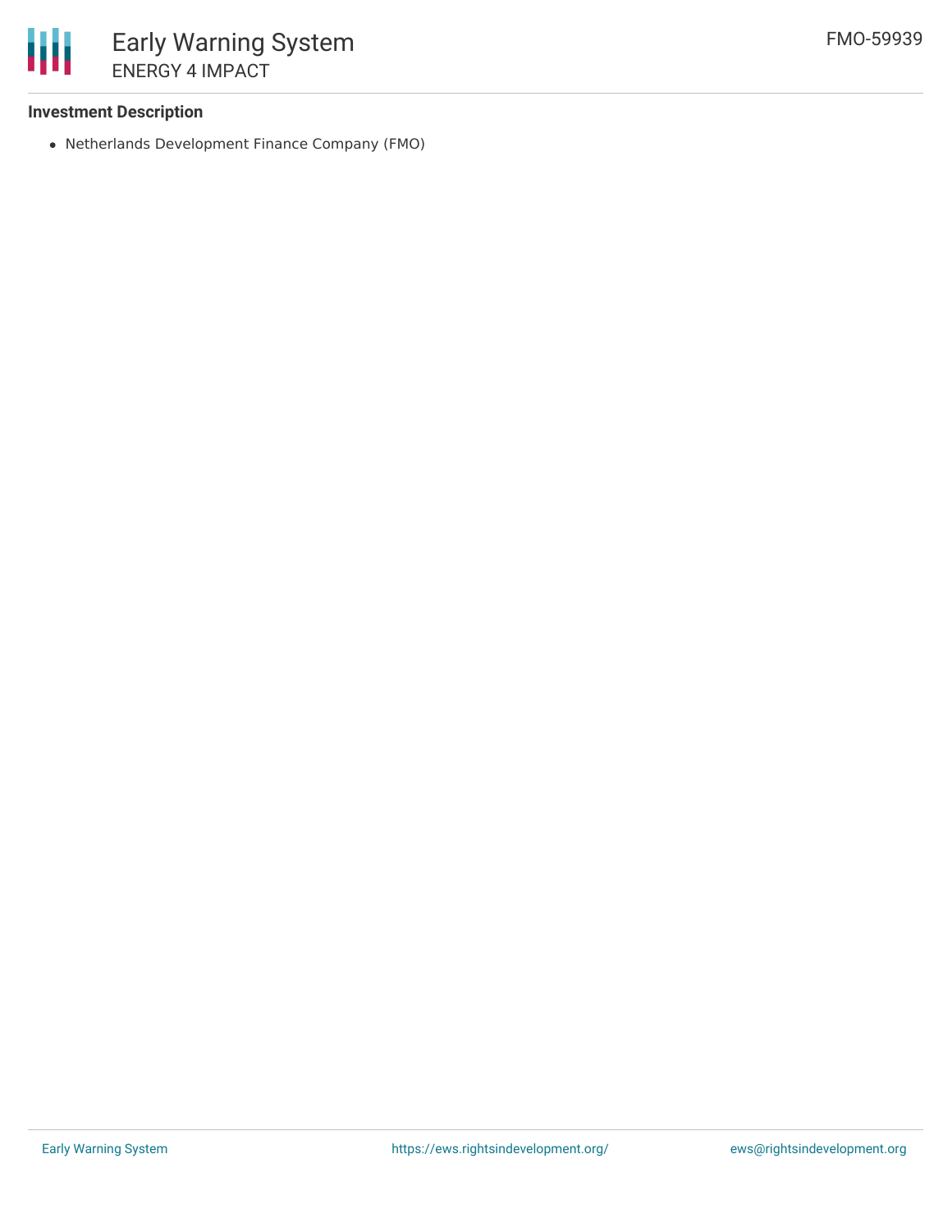### Investment Description

- Netherlands Development Finance Company (FMO)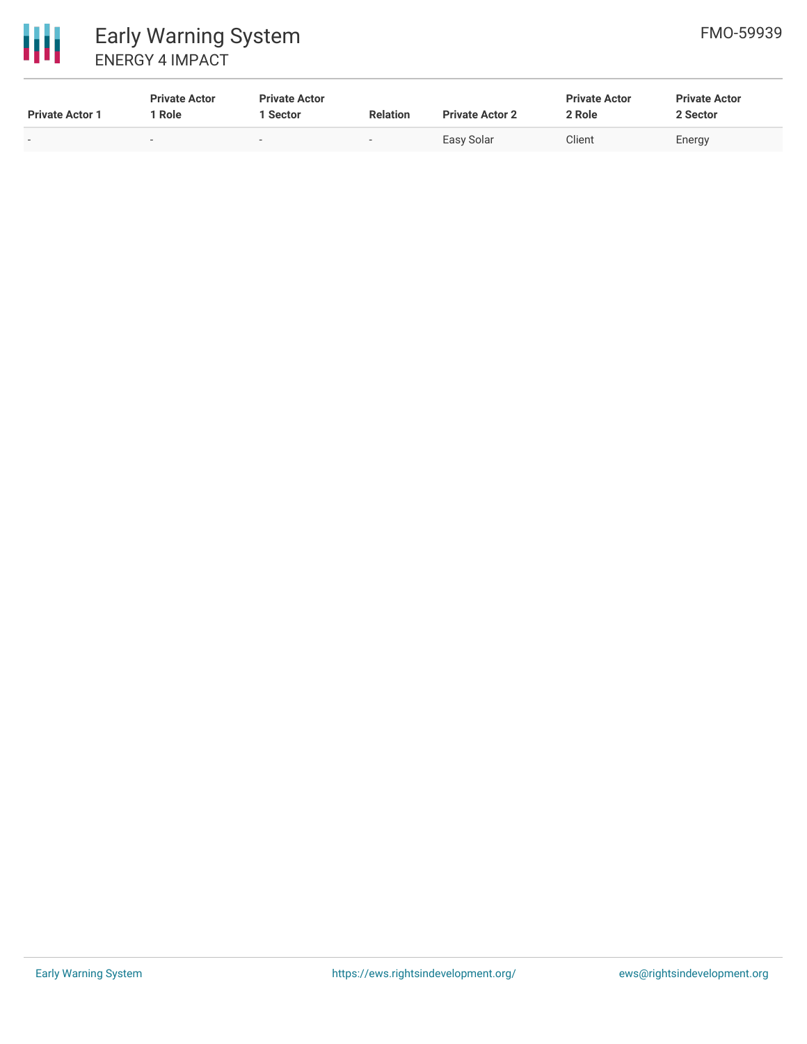| Private Actor 1 | Private Actor 1 Role | Private Actor 1 Sector | Relation | Private Actor 2 | Private Actor 2 Role | Private Actor 2 Sector |
|---|---|---|---|---|---|---|
| - | - | - | - | Easy Solar | Client | Energy |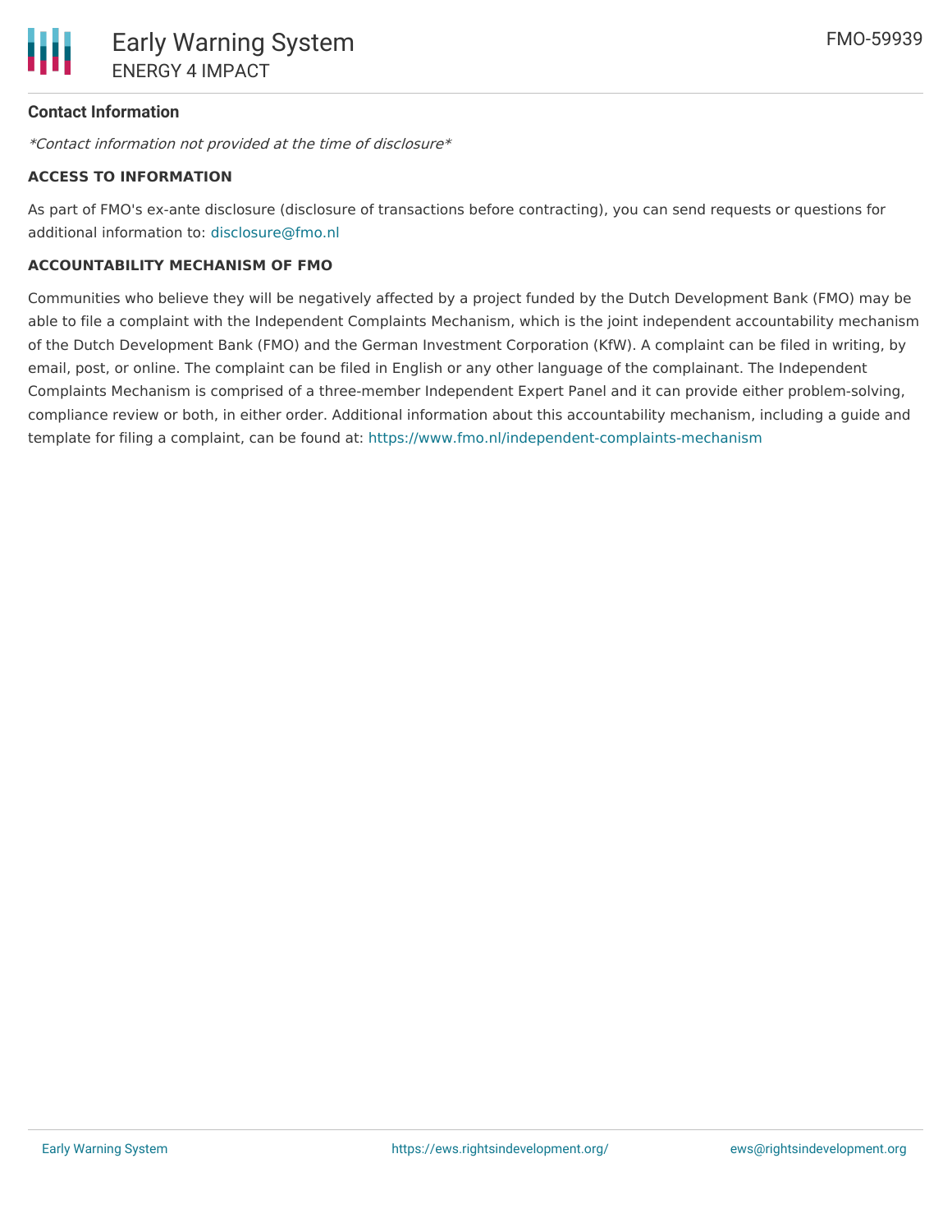**Contact Information**

*\*Contact information not provided at the time of disclosure\**

**ACCESS TO INFORMATION**

As part of FMO's ex-ante disclosure (disclosure of transactions before contracting), you can send requests or questions for additional information to: disclosure@fmo.nl

**ACCOUNTABILITY MECHANISM OF FMO**

Communities who believe they will be negatively affected by a project funded by the Dutch Development Bank (FMO) may be able to file a complaint with the Independent Complaints Mechanism, which is the joint independent accountability mechanism of the Dutch Development Bank (FMO) and the German Investment Corporation (KfW). A complaint can be filed in writing, by email, post, or online. The complaint can be filed in English or any other language of the complainant. The Independent Complaints Mechanism is comprised of a three-member Independent Expert Panel and it can provide either problem-solving, compliance review or both, in either order. Additional information about this accountability mechanism, including a guide and template for filing a complaint, can be found at: https://www.fmo.nl/independent-complaints-mechanism